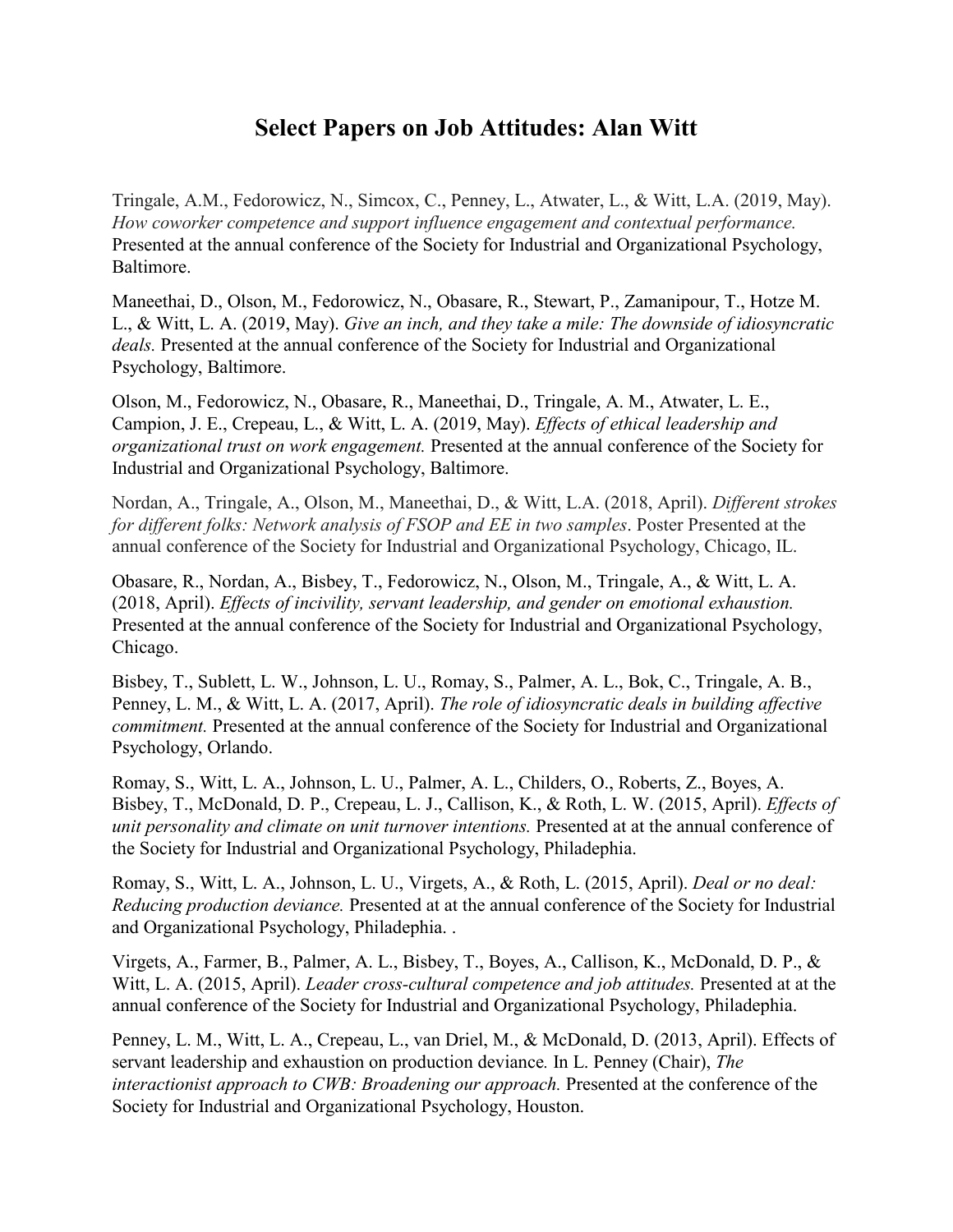# Select Papers on Job Attitudes: Alan Witt

Tringale, A.M., Fedorowicz, N., Simcox, C., Penney, L., Atwater, L., & Witt, L.A. (2019, May). *How coworker competence and support influence engagement and contextual performance.* Presented at the annual conference of the Society for Industrial and Organizational Psychology, Baltimore.

Maneethai, D., Olson, M., Fedorowicz, N., Obasare, R., Stewart, P., Zamanipour, T., Hotze M. L., & Witt, L. A. (2019, May). *Give an inch, and they take a mile: The downside of idiosyncratic deals.* Presented at the annual conference of the Society for Industrial and Organizational Psychology, Baltimore.

Olson, M., Fedorowicz, N., Obasare, R., Maneethai, D., Tringale, A. M., Atwater, L. E., Campion, J. E., Crepeau, L., & Witt, L. A. (2019, May). *Effects of ethical leadership and organizational trust on work engagement.* Presented at the annual conference of the Society for Industrial and Organizational Psychology, Baltimore.

Nordan, A., Tringale, A., Olson, M., Maneethai, D., & Witt, L.A. (2018, April). *Different strokes for different folks: Network analysis of FSOP and EE in two samples*. Poster Presented at the annual conference of the Society for Industrial and Organizational Psychology, Chicago, IL.

Obasare, R., Nordan, A., Bisbey, T., Fedorowicz, N., Olson, M., Tringale, A., & Witt, L. A. (2018, April). *Effects of incivility, servant leadership, and gender on emotional exhaustion.* Presented at the annual conference of the Society for Industrial and Organizational Psychology, Chicago.

Bisbey, T., Sublett, L. W., Johnson, L. U., Romay, S., Palmer, A. L., Bok, C., Tringale, A. B., Penney, L. M., & Witt, L. A. (2017, April). *The role of idiosyncratic deals in building affective commitment.* Presented at the annual conference of the Society for Industrial and Organizational Psychology, Orlando.

Romay, S., Witt, L. A., Johnson, L. U., Palmer, A. L., Childers, O., Roberts, Z., Boyes, A. Bisbey, T., McDonald, D. P., Crepeau, L. J., Callison, K., & Roth, L. W. (2015, April). *Effects of unit personality and climate on unit turnover intentions.* Presented at at the annual conference of the Society for Industrial and Organizational Psychology, Philadephia.

Romay, S., Witt, L. A., Johnson, L. U., Virgets, A., & Roth, L. (2015, April). *Deal or no deal: Reducing production deviance.* Presented at at the annual conference of the Society for Industrial and Organizational Psychology, Philadephia. .

Virgets, A., Farmer, B., Palmer, A. L., Bisbey, T., Boyes, A., Callison, K., McDonald, D. P., & Witt, L. A. (2015, April). *Leader cross-cultural competence and job attitudes.* Presented at at the annual conference of the Society for Industrial and Organizational Psychology, Philadephia.

Penney, L. M., Witt, L. A., Crepeau, L., van Driel, M., & McDonald, D. (2013, April). Effects of servant leadership and exhaustion on production deviance*.* In L. Penney (Chair), *The interactionist approach to CWB: Broadening our approach.* Presented at the conference of the Society for Industrial and Organizational Psychology, Houston.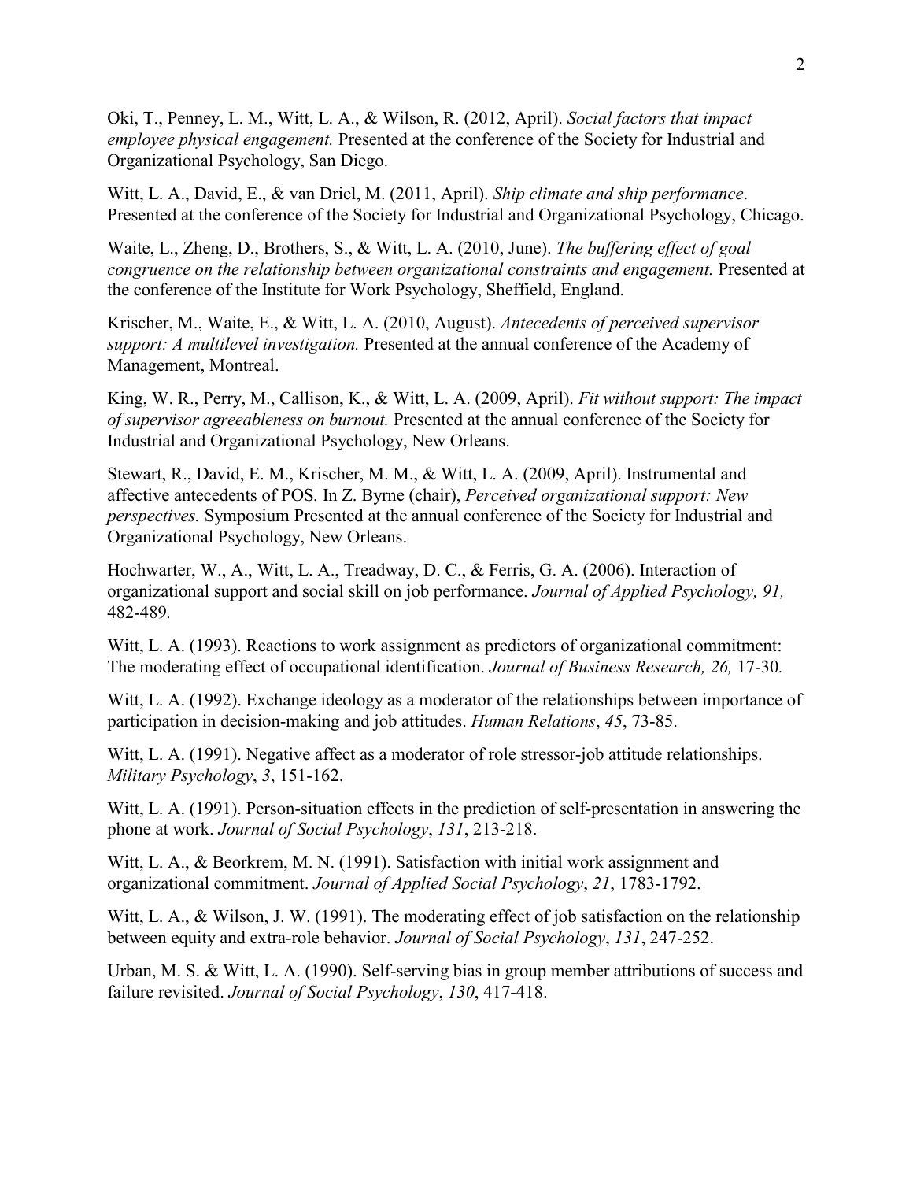Oki, T., Penney, L. M., Witt, L. A., & Wilson, R. (2012, April). *Social factors that impact employee physical engagement.* Presented at the conference of the Society for Industrial and Organizational Psychology, San Diego.

Witt, L. A., David, E., & van Driel, M. (2011, April). *Ship climate and ship performance*. Presented at the conference of the Society for Industrial and Organizational Psychology, Chicago.

Waite, L., Zheng, D., Brothers, S., & Witt, L. A. (2010, June). *The buffering effect of goal congruence on the relationship between organizational constraints and engagement.* Presented at the conference of the Institute for Work Psychology, Sheffield, England.

Krischer, M., Waite, E., & Witt, L. A. (2010, August). *Antecedents of perceived supervisor support: A multilevel investigation.* Presented at the annual conference of the Academy of Management, Montreal.

King, W. R., Perry, M., Callison, K., & Witt, L. A. (2009, April). *Fit without support: The impact of supervisor agreeableness on burnout.* Presented at the annual conference of the Society for Industrial and Organizational Psychology, New Orleans.

Stewart, R., David, E. M., Krischer, M. M., & Witt, L. A. (2009, April). Instrumental and affective antecedents of POS*.* In Z. Byrne (chair), *Perceived organizational support: New perspectives.* Symposium Presented at the annual conference of the Society for Industrial and Organizational Psychology, New Orleans.

Hochwarter, W., A., Witt, L. A., Treadway, D. C., & Ferris, G. A. (2006). Interaction of organizational support and social skill on job performance. *Journal of Applied Psychology, 91,* 482-489*.*

Witt, L. A. (1993). Reactions to work assignment as predictors of organizational commitment: The moderating effect of occupational identification. *Journal of Business Research, 26,* 17-30*.*

Witt, L. A. (1992). Exchange ideology as a moderator of the relationships between importance of participation in decision-making and job attitudes. *Human Relations*, *45*, 73-85.

Witt, L. A. (1991). Negative affect as a moderator of role stressor-job attitude relationships. *Military Psychology*, *3*, 151-162.

Witt, L. A. (1991). Person-situation effects in the prediction of self-presentation in answering the phone at work. *Journal of Social Psychology*, *131*, 213-218.

Witt, L. A., & Beorkrem, M. N. (1991). Satisfaction with initial work assignment and organizational commitment. *Journal of Applied Social Psychology*, *21*, 1783-1792.

Witt, L. A., & Wilson, J. W. (1991). The moderating effect of job satisfaction on the relationship between equity and extra-role behavior. *Journal of Social Psychology*, *131*, 247-252.

Urban, M. S. & Witt, L. A. (1990). Self-serving bias in group member attributions of success and failure revisited. *Journal of Social Psychology*, *130*, 417-418.